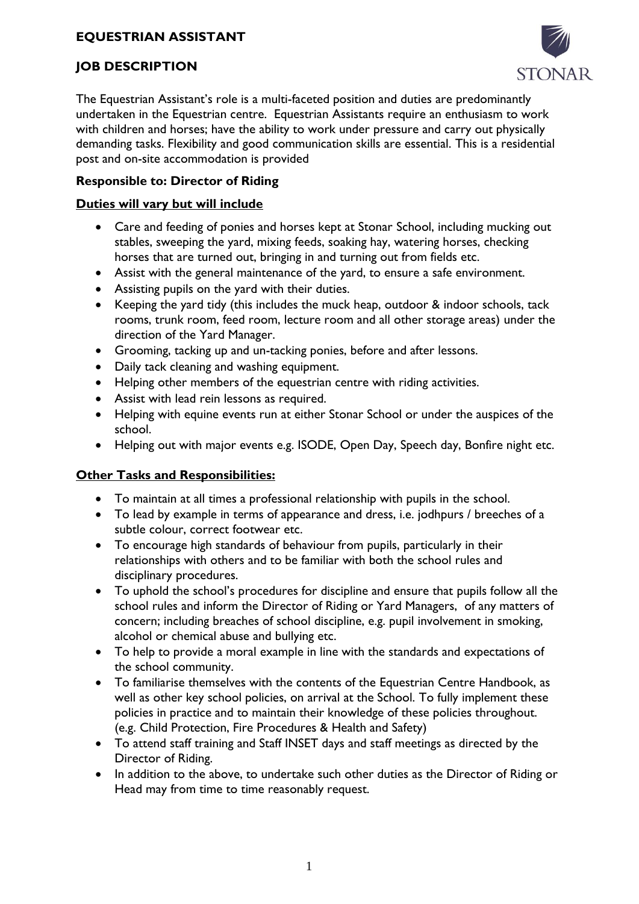# EQUESTRIAN ASSISTANT

## JOB DESCRIPTION

The Equestrian Assistant's role is a multi-faceted position and duties are predominantly undertaken in the Equestrian centre. Equestrian Assistants require an enthusiasm to work with children and horses; have the ability to work under pressure and carry out physically demanding tasks. Flexibility and good communication skills are essential. This is a residential post and on-site accommodation is provided

**Responsible to: Director of Riding**

**Duties will vary but will include**

- Care and feeding of ponies and horses kept at Stonar School, including mucking out stables, sweeping the yard, mixing feeds, soaking hay, watering horses, checking horses that are turned out, bringing in and turning out from fields etc.
- Assist with the general maintenance of the yard, to ensure a safe environment.
- Assisting pupils on the yard with their duties.
- Keeping the yard tidy (this includes the muck heap, outdoor & indoor schools, tack rooms, trunk room, feed room, lecture room and all other storage areas) under the direction of the Yard Manager.
- Grooming, tacking up and un-tacking ponies, before and after lessons.
- Daily tack cleaning and washing equipment.
- Helping other members of the equestrian centre with riding activities.
- Assist with lead rein lessons as required.
- Helping with equine events run at either Stonar School or under the auspices of the school.
- Helping out with major events e.g. ISODE, Open Day, Speech day, Bonfire night etc.

**Other Tasks and Responsibilities:**

- To maintain at all times a professional relationship with pupils in the school.
- To lead by example in terms of appearance and dress, i.e. jodhpurs / breeches of a subtle colour, correct footwear etc.
- To encourage high standards of behaviour from pupils, particularly in their relationships with others and to be familiar with both the school rules and disciplinary procedures.
- To uphold the school's procedures for discipline and ensure that pupils follow all the school rules and inform the Director of Riding or Yard Managers, of any matters of concern; including breaches of school discipline, e.g. pupil involvement in smoking, alcohol or chemical abuse and bullying etc.
- To help to provide a moral example in line with the standards and expectations of the school community.
- To familiarise themselves with the contents of the Equestrian Centre Handbook, as well as other key school policies, on arrival at the School. To fully implement these policies in practice and to maintain their knowledge of these policies throughout. (e.g. Child Protection, Fire Procedures & Health and Safety)
- To attend staff training and Staff INSET days and staff meetings as directed by the Director of Riding.
- In addition to the above, to undertake such other duties as the Director of Riding or Head may from time to time reasonably request.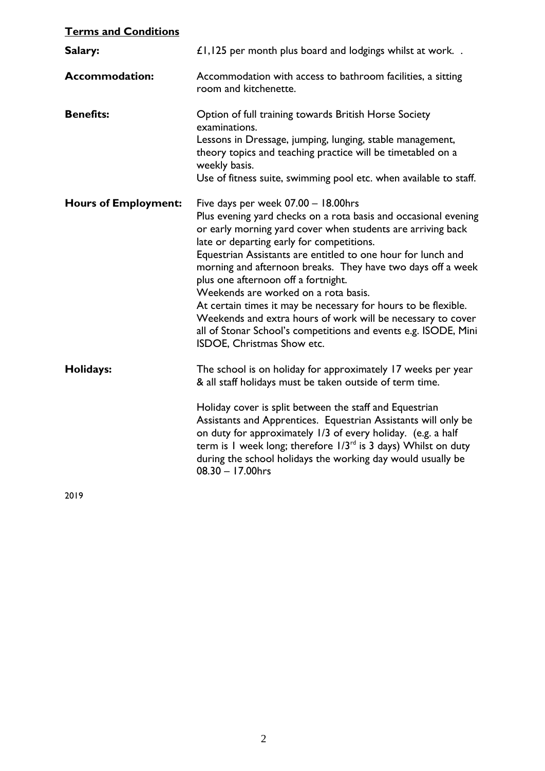**Terms and Conditions**

**Salary:** £1,125 per month plus board and lodgings whilst at work. .

**Accommodation:** Accommodation with access to bathroom facilities, a sitting room and kitchenette.

**Benefits:** Option of full training towards British Horse Society examinations.
Lessons in Dressage, jumping, lunging, stable management, theory topics and teaching practice will be timetabled on a weekly basis.
Use of fitness suite, swimming pool etc. when available to staff.

**Hours of Employment:** Five days per week 07.00 – 18.00hrs
Plus evening yard checks on a rota basis and occasional evening or early morning yard cover when students are arriving back late or departing early for competitions.
Equestrian Assistants are entitled to one hour for lunch and morning and afternoon breaks. They have two days off a week plus one afternoon off a fortnight.
Weekends are worked on a rota basis.
At certain times it may be necessary for hours to be flexible. Weekends and extra hours of work will be necessary to cover all of Stonar School's competitions and events e.g. ISODE, Mini ISDOE, Christmas Show etc.

**Holidays:** The school is on holiday for approximately 17 weeks per year & all staff holidays must be taken outside of term time.

Holiday cover is split between the staff and Equestrian Assistants and Apprentices. Equestrian Assistants will only be on duty for approximately 1/3 of every holiday. (e.g. a half term is 1 week long; therefore 1/3rd is 3 days) Whilst on duty during the school holidays the working day would usually be 08.30 – 17.00hrs

2019